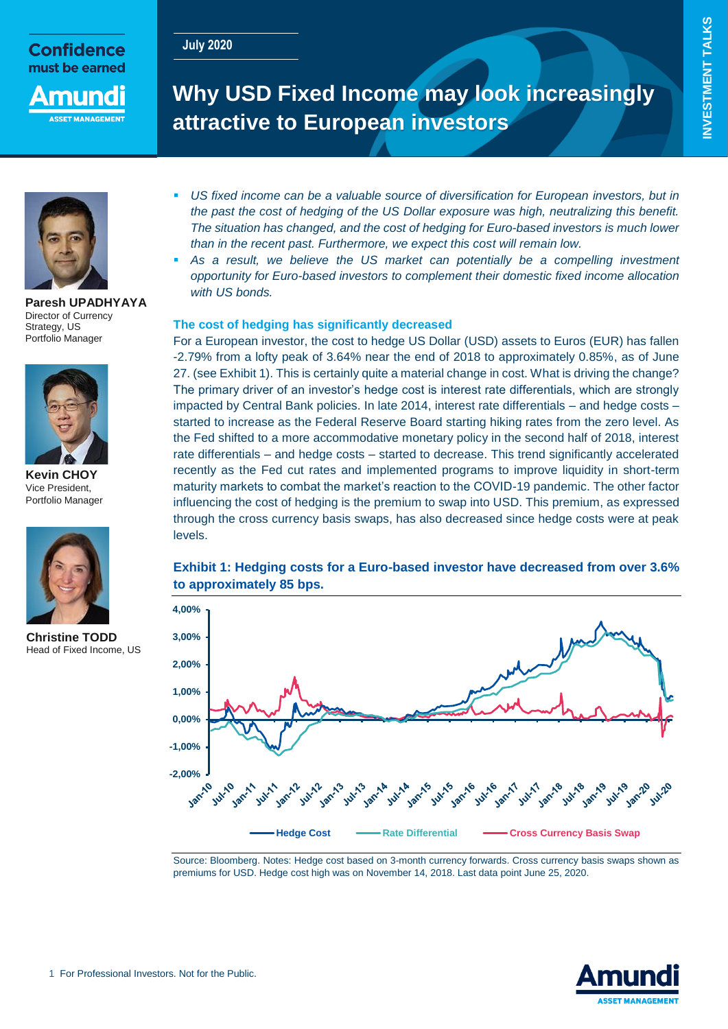Confidence must be earned

Amundi ASSET MANAGEMENT

July 2020

# Why USD Fixed Income may look increasingly attractive to European investors

INVESTMENT TALKS

**Paresh UPADHYAYA**
Director of Currency Strategy, US
Portfolio Manager

**Kevin CHOY**
Vice President,
Portfolio Manager

**Christine TODD**
Head of Fixed Income, US

- *US fixed income can be a valuable source of diversification for European investors, but in the past the cost of hedging of the US Dollar exposure was high, neutralizing this benefit. The situation has changed, and the cost of hedging for Euro-based investors is much lower than in the recent past. Furthermore, we expect this cost will remain low.*
- *As a result, we believe the US market can potentially be a compelling investment opportunity for Euro-based investors to complement their domestic fixed income allocation with US bonds.*

## The cost of hedging has significantly decreased

For a European investor, the cost to hedge US Dollar (USD) assets to Euros (EUR) has fallen -2.79% from a lofty peak of 3.64% near the end of 2018 to approximately 0.85%, as of June 27. (see Exhibit 1). This is certainly quite a material change in cost. What is driving the change? The primary driver of an investor's hedge cost is interest rate differentials, which are strongly impacted by Central Bank policies. In late 2014, interest rate differentials – and hedge costs – started to increase as the Federal Reserve Board starting hiking rates from the zero level. As the Fed shifted to a more accommodative monetary policy in the second half of 2018, interest rate differentials – and hedge costs – started to decrease. This trend significantly accelerated recently as the Fed cut rates and implemented programs to improve liquidity in short-term maturity markets to combat the market's reaction to the COVID-19 pandemic. The other factor influencing the cost of hedging is the premium to swap into USD. This premium, as expressed through the cross currency basis swaps, has also decreased since hedge costs were at peak levels.

**Exhibit 1: Hedging costs for a Euro-based investor have decreased from over 3.6% to approximately 85 bps.**

Source: Bloomberg. Notes: Hedge cost based on 3-month currency forwards. Cross currency basis swaps shown as premiums for USD. Hedge cost high was on November 14, 2018. Last data point June 25, 2020.

For Professional Investors. Not for the Public.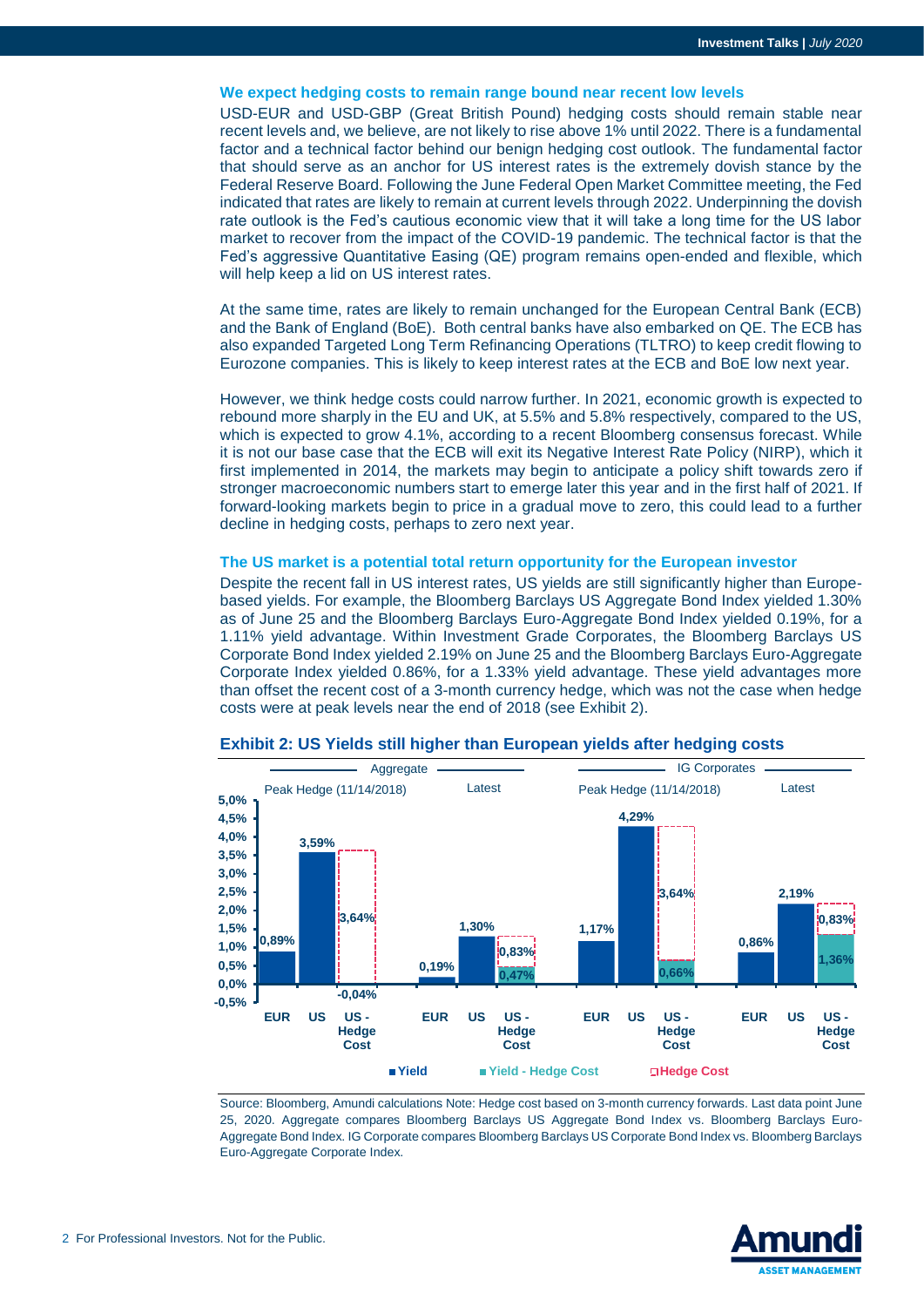### We expect hedging costs to remain range bound near recent low levels

USD-EUR and USD-GBP (Great British Pound) hedging costs should remain stable near recent levels and, we believe, are not likely to rise above 1% until 2022. There is a fundamental factor and a technical factor behind our benign hedging cost outlook. The fundamental factor that should serve as an anchor for US interest rates is the extremely dovish stance by the Federal Reserve Board. Following the June Federal Open Market Committee meeting, the Fed indicated that rates are likely to remain at current levels through 2022. Underpinning the dovish rate outlook is the Fed's cautious economic view that it will take a long time for the US labor market to recover from the impact of the COVID-19 pandemic. The technical factor is that the Fed's aggressive Quantitative Easing (QE) program remains open-ended and flexible, which will help keep a lid on US interest rates.

At the same time, rates are likely to remain unchanged for the European Central Bank (ECB) and the Bank of England (BoE). Both central banks have also embarked on QE. The ECB has also expanded Targeted Long Term Refinancing Operations (TLTRO) to keep credit flowing to Eurozone companies. This is likely to keep interest rates at the ECB and BoE low next year.

However, we think hedge costs could narrow further. In 2021, economic growth is expected to rebound more sharply in the EU and UK, at 5.5% and 5.8% respectively, compared to the US, which is expected to grow 4.1%, according to a recent Bloomberg consensus forecast. While it is not our base case that the ECB will exit its Negative Interest Rate Policy (NIRP), which it first implemented in 2014, the markets may begin to anticipate a policy shift towards zero if stronger macroeconomic numbers start to emerge later this year and in the first half of 2021. If forward-looking markets begin to price in a gradual move to zero, this could lead to a further decline in hedging costs, perhaps to zero next year.

### The US market is a potential total return opportunity for the European investor

Despite the recent fall in US interest rates, US yields are still significantly higher than Europe-based yields. For example, the Bloomberg Barclays US Aggregate Bond Index yielded 1.30% as of June 25 and the Bloomberg Barclays Euro-Aggregate Bond Index yielded 0.19%, for a 1.11% yield advantage. Within Investment Grade Corporates, the Bloomberg Barclays US Corporate Bond Index yielded 2.19% on June 25 and the Bloomberg Barclays Euro-Aggregate Corporate Index yielded 0.86%, for a 1.33% yield advantage. These yield advantages more than offset the recent cost of a 3-month currency hedge, which was not the case when hedge costs were at peak levels near the end of 2018 (see Exhibit 2).

**Exhibit 2: US Yields still higher than European yields after hedging costs**

| | Aggregate | | IG Corporates | |
|---|---|---|---|---|
| | Peak Hedge (11/14/2018) | Latest | Peak Hedge (11/14/2018) | Latest |
| EUR (Yield) | 0,89% | 0,19% | 1,17% | 0,86% |
| US (Yield) | 3,59% | 1,30% | 4,29% | 2,19% |
| US - Hedge Cost (Yield - Hedge Cost) | -0,04% | 0,47% | 0,66% | 1,36% |
| Hedge Cost | 3,64% | 0,83% | 3,64% | 0,83% |

Source: Bloomberg, Amundi calculations Note: Hedge cost based on 3-month currency forwards. Last data point June 25, 2020. Aggregate compares Bloomberg Barclays US Aggregate Bond Index vs. Bloomberg Barclays Euro-Aggregate Bond Index. IG Corporate compares Bloomberg Barclays US Corporate Bond Index vs. Bloomberg Barclays Euro-Aggregate Corporate Index.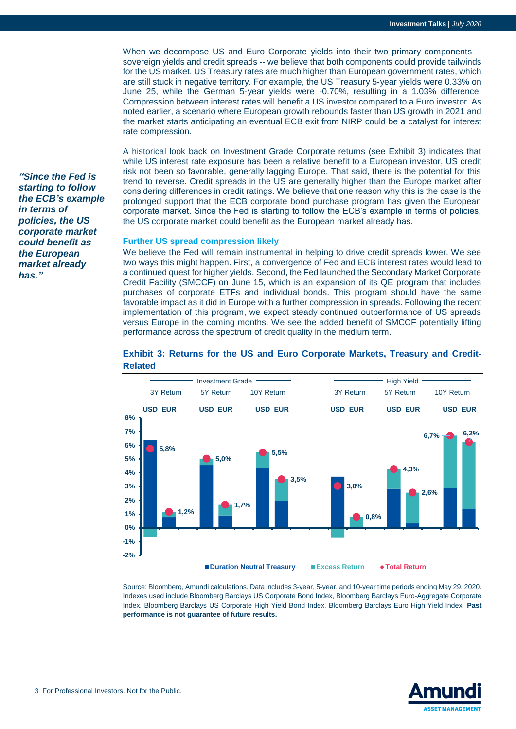When we decompose US and Euro Corporate yields into their two primary components -- sovereign yields and credit spreads -- we believe that both components could provide tailwinds for the US market. US Treasury rates are much higher than European government rates, which are still stuck in negative territory. For example, the US Treasury 5-year yields were 0.33% on June 25, while the German 5-year yields were -0.70%, resulting in a 1.03% difference. Compression between interest rates will benefit a US investor compared to a Euro investor. As noted earlier, a scenario where European growth rebounds faster than US growth in 2021 and the market starts anticipating an eventual ECB exit from NIRP could be a catalyst for interest rate compression.

A historical look back on Investment Grade Corporate returns (see Exhibit 3) indicates that while US interest rate exposure has been a relative benefit to a European investor, US credit risk not been so favorable, generally lagging Europe. That said, there is the potential for this trend to reverse. Credit spreads in the US are generally higher than the Europe market after considering differences in credit ratings. We believe that one reason why this is the case is the prolonged support that the ECB corporate bond purchase program has given the European corporate market. Since the Fed is starting to follow the ECB's example in terms of policies, the US corporate market could benefit as the European market already has.

*"Since the Fed is starting to follow the ECB's example in terms of policies, the US corporate market could benefit as the European market already has."*

### Further US spread compression likely

We believe the Fed will remain instrumental in helping to drive credit spreads lower. We see two ways this might happen. First, a convergence of Fed and ECB interest rates would lead to a continued quest for higher yields. Second, the Fed launched the Secondary Market Corporate Credit Facility (SMCCF) on June 15, which is an expansion of its QE program that includes purchases of corporate ETFs and individual bonds. This program should have the same favorable impact as it did in Europe with a further compression in spreads. Following the recent implementation of this program, we expect steady continued outperformance of US spreads versus Europe in the coming months. We see the added benefit of SMCCF potentially lifting performance across the spectrum of credit quality in the medium term.

### Exhibit 3: Returns for the US and Euro Corporate Markets, Treasury and Credit-Related

| | Investment Grade | | | | | | High Yield | | | | | |
|---|---|---|---|---|---|---|---|---|---|---|---|---|
| | 3Y Return | | 5Y Return | | 10Y Return | | 3Y Return | | 5Y Return | | 10Y Return | |
| | USD | EUR | USD | EUR | USD | EUR | USD | EUR | USD | EUR | USD | EUR |
| Total Return | 5,8% | 1,2% | 5,0% | 1,7% | 5,5% | 3,5% | 3,0% | 0,8% | 4,3% | 2,6% | 6,7% | 6,2% |

■ Duration Neutral Treasury ■ Excess Return ● Total Return

Source: Bloomberg, Amundi calculations. Data includes 3-year, 5-year, and 10-year time periods ending May 29, 2020. Indexes used include Bloomberg Barclays US Corporate Bond Index, Bloomberg Barclays Euro-Aggregate Corporate Index, Bloomberg Barclays US Corporate High Yield Bond Index, Bloomberg Barclays Euro High Yield Index. **Past performance is not guarantee of future results.**

For Professional Investors. Not for the Public.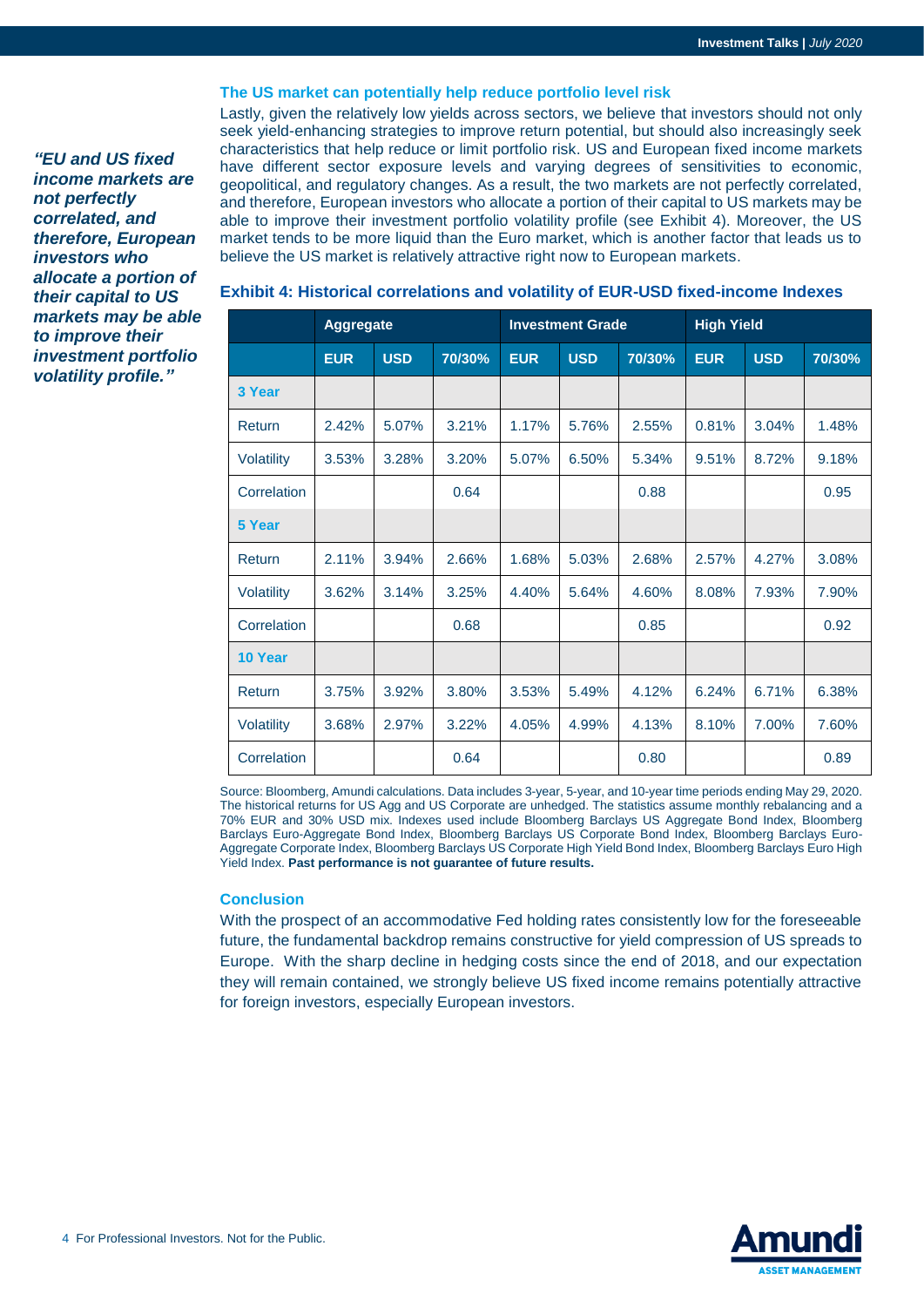### The US market can potentially help reduce portfolio level risk

*"EU and US fixed income markets are not perfectly correlated, and therefore, European investors who allocate a portion of their capital to US markets may be able to improve their investment portfolio volatility profile."*

Lastly, given the relatively low yields across sectors, we believe that investors should not only seek yield-enhancing strategies to improve return potential, but should also increasingly seek characteristics that help reduce or limit portfolio risk. US and European fixed income markets have different sector exposure levels and varying degrees of sensitivities to economic, geopolitical, and regulatory changes. As a result, the two markets are not perfectly correlated, and therefore, European investors who allocate a portion of their capital to US markets may be able to improve their investment portfolio volatility profile (see Exhibit 4). Moreover, the US market tends to be more liquid than the Euro market, which is another factor that leads us to believe the US market is relatively attractive right now to European markets.

**Exhibit 4: Historical correlations and volatility of EUR-USD fixed-income Indexes**

| | Aggregate | | | Investment Grade | | | High Yield | | |
|---|---|---|---|---|---|---|---|---|---|
| | EUR | USD | 70/30% | EUR | USD | 70/30% | EUR | USD | 70/30% |
| **3 Year** | | | | | | | | | |
| Return | 2.42% | 5.07% | 3.21% | 1.17% | 5.76% | 2.55% | 0.81% | 3.04% | 1.48% |
| Volatility | 3.53% | 3.28% | 3.20% | 5.07% | 6.50% | 5.34% | 9.51% | 8.72% | 9.18% |
| Correlation | | | 0.64 | | | 0.88 | | | 0.95 |
| **5 Year** | | | | | | | | | |
| Return | 2.11% | 3.94% | 2.66% | 1.68% | 5.03% | 2.68% | 2.57% | 4.27% | 3.08% |
| Volatility | 3.62% | 3.14% | 3.25% | 4.40% | 5.64% | 4.60% | 8.08% | 7.93% | 7.90% |
| Correlation | | | 0.68 | | | 0.85 | | | 0.92 |
| **10 Year** | | | | | | | | | |
| Return | 3.75% | 3.92% | 3.80% | 3.53% | 5.49% | 4.12% | 6.24% | 6.71% | 6.38% |
| Volatility | 3.68% | 2.97% | 3.22% | 4.05% | 4.99% | 4.13% | 8.10% | 7.00% | 7.60% |
| Correlation | | | 0.64 | | | 0.80 | | | 0.89 |

Source: Bloomberg, Amundi calculations. Data includes 3-year, 5-year, and 10-year time periods ending May 29, 2020. The historical returns for US Agg and US Corporate are unhedged. The statistics assume monthly rebalancing and a 70% EUR and 30% USD mix. Indexes used include Bloomberg Barclays US Aggregate Bond Index, Bloomberg Barclays Euro-Aggregate Bond Index, Bloomberg Barclays US Corporate Bond Index, Bloomberg Barclays Euro-Aggregate Corporate Index, Bloomberg Barclays US Corporate High Yield Bond Index, Bloomberg Barclays Euro High Yield Index. **Past performance is not guarantee of future results.**

### Conclusion

With the prospect of an accommodative Fed holding rates consistently low for the foreseeable future, the fundamental backdrop remains constructive for yield compression of US spreads to Europe. With the sharp decline in hedging costs since the end of 2018, and our expectation they will remain contained, we strongly believe US fixed income remains potentially attractive for foreign investors, especially European investors.

For Professional Investors. Not for the Public.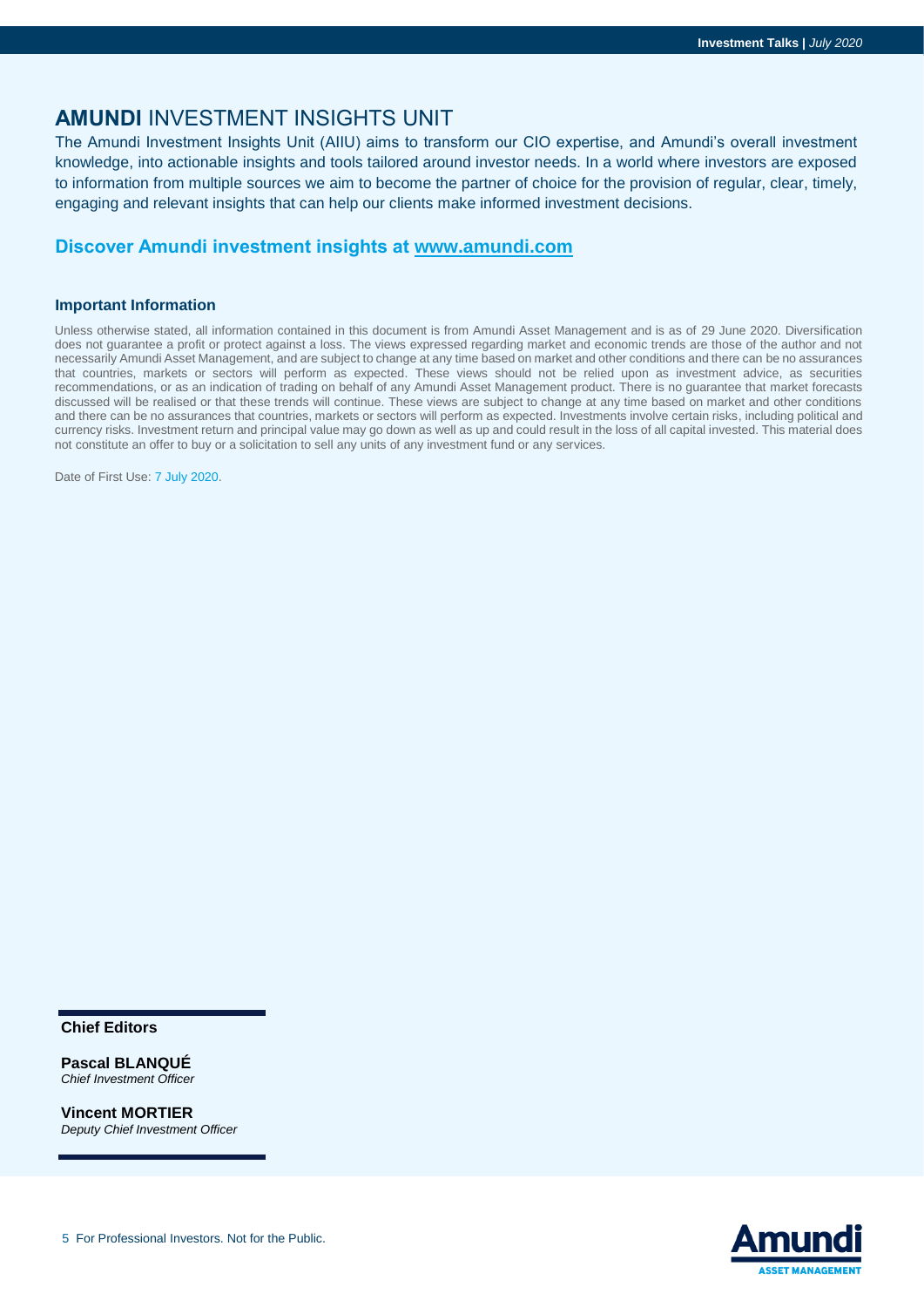# **AMUNDI** INVESTMENT INSIGHTS UNIT

The Amundi Investment Insights Unit (AIIU) aims to transform our CIO expertise, and Amundi's overall investment knowledge, into actionable insights and tools tailored around investor needs. In a world where investors are exposed to information from multiple sources we aim to become the partner of choice for the provision of regular, clear, timely, engaging and relevant insights that can help our clients make informed investment decisions.

## Discover Amundi investment insights at [www.amundi.com](http://www.amundi.com)

### Important Information

Unless otherwise stated, all information contained in this document is from Amundi Asset Management and is as of 29 June 2020. Diversification does not guarantee a profit or protect against a loss. The views expressed regarding market and economic trends are those of the author and not necessarily Amundi Asset Management, and are subject to change at any time based on market and other conditions and there can be no assurances that countries, markets or sectors will perform as expected. These views should not be relied upon as investment advice, as securities recommendations, or as an indication of trading on behalf of any Amundi Asset Management product. There is no guarantee that market forecasts discussed will be realised or that these trends will continue. These views are subject to change at any time based on market and other conditions and there can be no assurances that countries, markets or sectors will perform as expected. Investments involve certain risks, including political and currency risks. Investment return and principal value may go down as well as up and could result in the loss of all capital invested. This material does not constitute an offer to buy or a solicitation to sell any units of any investment fund or any services.

Date of First Use: 7 July 2020.

**Chief Editors**

**Pascal BLANQUÉ**
*Chief Investment Officer*

**Vincent MORTIER**
*Deputy Chief Investment Officer*

For Professional Investors. Not for the Public.

Amundi
ASSET MANAGEMENT